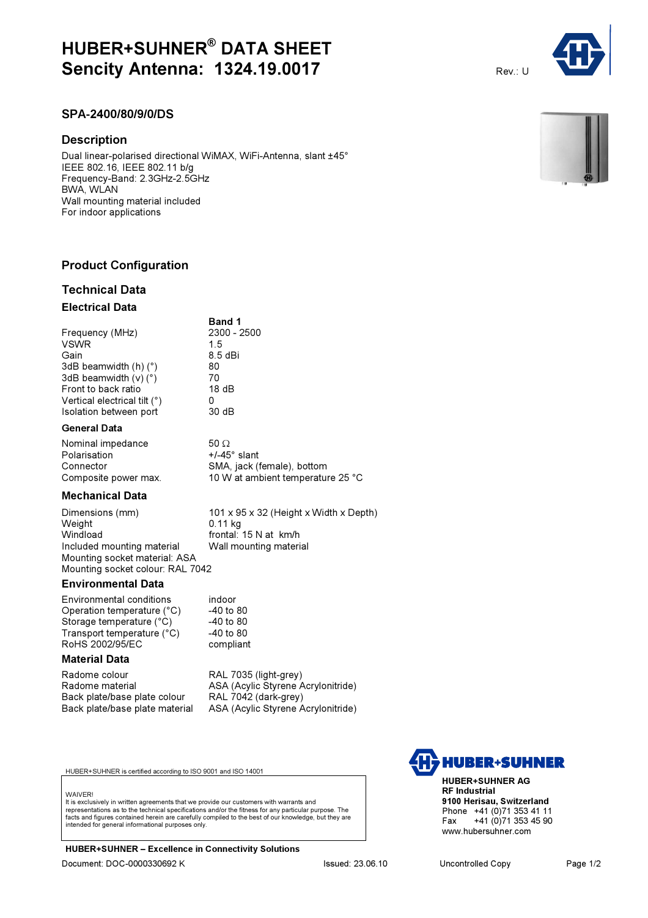# HUBER+SUHNER® DATA SHEET
# Sencity Antenna: 1324.19.0017

Rev.: U

## SPA-2400/80/9/0/DS

## Description

Dual linear-polarised directional WiMAX, WiFi-Antenna, slant ±45°
IEEE 802.16, IEEE 802.11 b/g
Frequency-Band: 2.3GHz-2.5GHz
BWA, WLAN
Wall mounting material included
For indoor applications

## Product Configuration

## Technical Data

### Electrical Data

| | Band 1 |
|---|---|
| Frequency (MHz) | 2300 - 2500 |
| VSWR | 1.5 |
| Gain | 8.5 dBi |
| 3dB beamwidth (h) (°) | 80 |
| 3dB beamwidth (v) (°) | 70 |
| Front to back ratio | 18 dB |
| Vertical electrical tilt (°) | 0 |
| Isolation between port | 30 dB |

### General Data

| | |
|---|---|
| Nominal impedance | 50 Ω |
| Polarisation | +/-45° slant |
| Connector | SMA, jack (female), bottom |
| Composite power max. | 10 W at ambient temperature 25 °C |

### Mechanical Data

| | |
|---|---|
| Dimensions (mm) | 101 x 95 x 32 (Height x Width x Depth) |
| Weight | 0.11 kg |
| Windload | frontal: 15 N at km/h |
| Included mounting material | Wall mounting material |

Mounting socket material: ASA
Mounting socket colour: RAL 7042

### Environmental Data

| | |
|---|---|
| Environmental conditions | indoor |
| Operation temperature (°C) | -40 to 80 |
| Storage temperature (°C) | -40 to 80 |
| Transport temperature (°C) | -40 to 80 |
| RoHS 2002/95/EC | compliant |

### Material Data

| | |
|---|---|
| Radome colour | RAL 7035 (light-grey) |
| Radome material | ASA (Acylic Styrene Acrylonitride) |
| Back plate/base plate colour | RAL 7042 (dark-grey) |
| Back plate/base plate material | ASA (Acylic Styrene Acrylonitride) |

HUBER+SUHNER is certified according to ISO 9001 and ISO 14001

WAIVER!
It is exclusively in written agreements that we provide our customers with warrants and representations as to the technical specifications and/or the fitness for any particular purpose. The facts and figures contained herein are carefully compiled to the best of our knowledge, but they are intended for general informational purposes only.

**HUBER+SUHNER AG**
**RF Industrial**
**9100 Herisau, Switzerland**
Phone +41 (0)71 353 41 11
Fax +41 (0)71 353 45 90
www.hubersuhner.com

**HUBER+SUHNER – Excellence in Connectivity Solutions**

Document: DOC-0000330692 K    Issued: 23.06.10    Uncontrolled Copy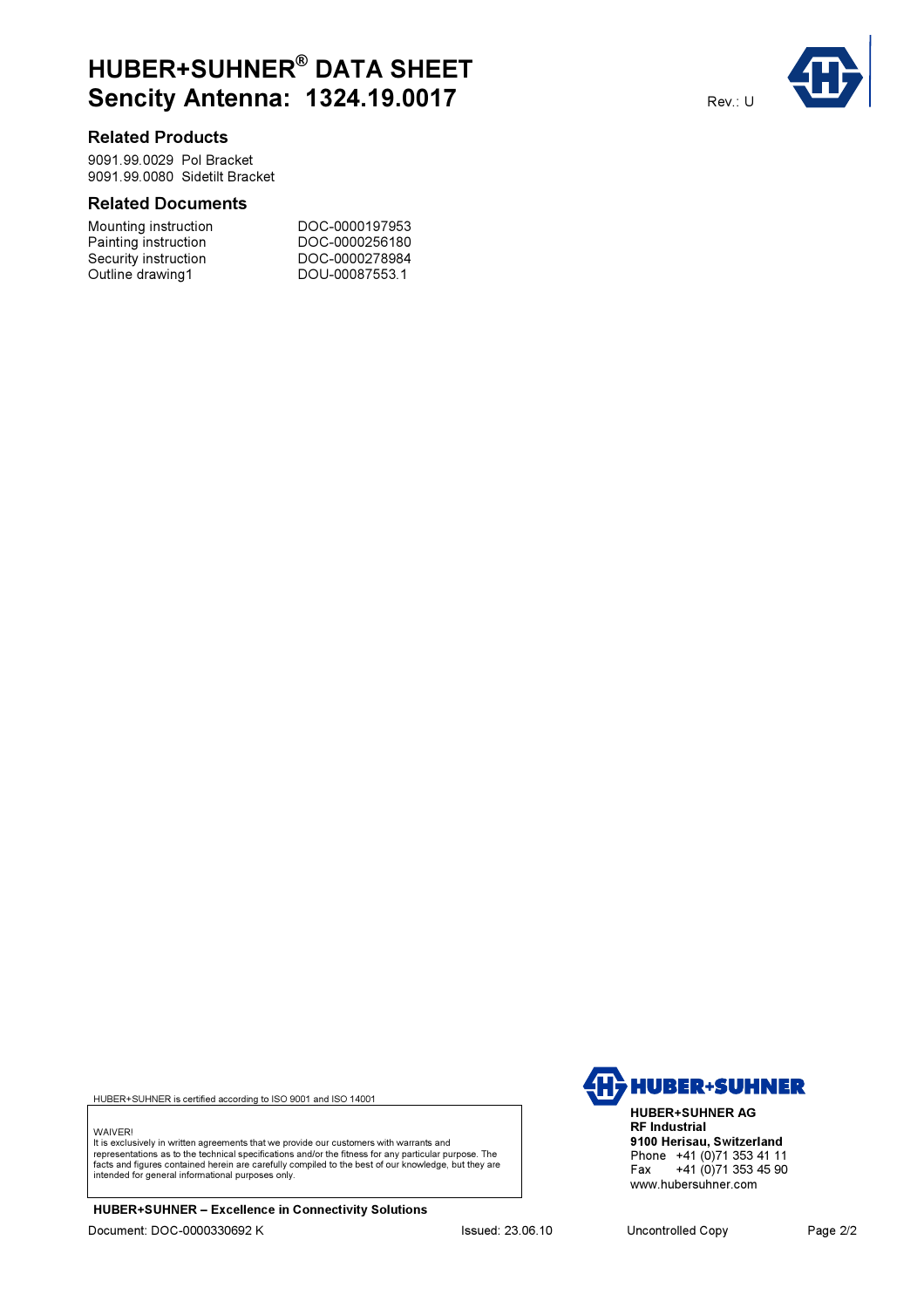# HUBER+SUHNER® DATA SHEET
# Sencity Antenna: 1324.19.0017

Rev.: U

## Related Products

9091.99.0029 Pol Bracket
9091.99.0080 Sidetilt Bracket

## Related Documents

| | |
|---|---|
| Mounting instruction | DOC-0000197953 |
| Painting instruction | DOC-0000256180 |
| Security instruction | DOC-0000278984 |
| Outline drawing1 | DOU-00087553.1 |

HUBER+SUHNER is certified according to ISO 9001 and ISO 14001

WAIVER!
It is exclusively in written agreements that we provide our customers with warrants and representations as to the technical specifications and/or the fitness for any particular purpose. The facts and figures contained herein are carefully compiled to the best of our knowledge, but they are intended for general informational purposes only.

**HUBER+SUHNER – Excellence in Connectivity Solutions**

**HUBER+SUHNER AG**
**RF Industrial**
**9100 Herisau, Switzerland**
Phone +41 (0)71 353 41 11
Fax +41 (0)71 353 45 90
www.hubersuhner.com

Document: DOC-0000330692 K    Issued: 23.06.10    Uncontrolled Copy